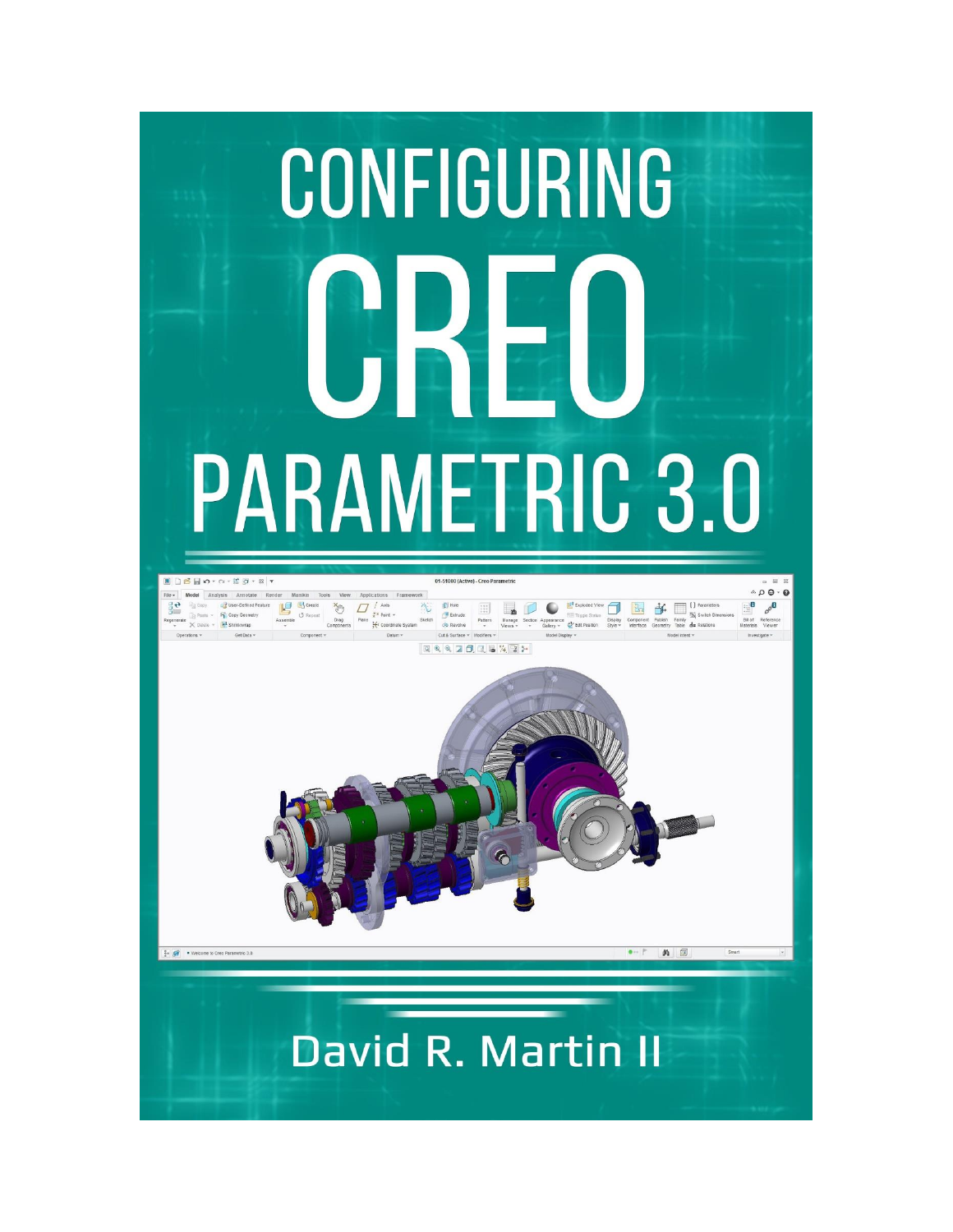# CONFIGURING CREO PARAMETRIC 3.0

David R. Martin II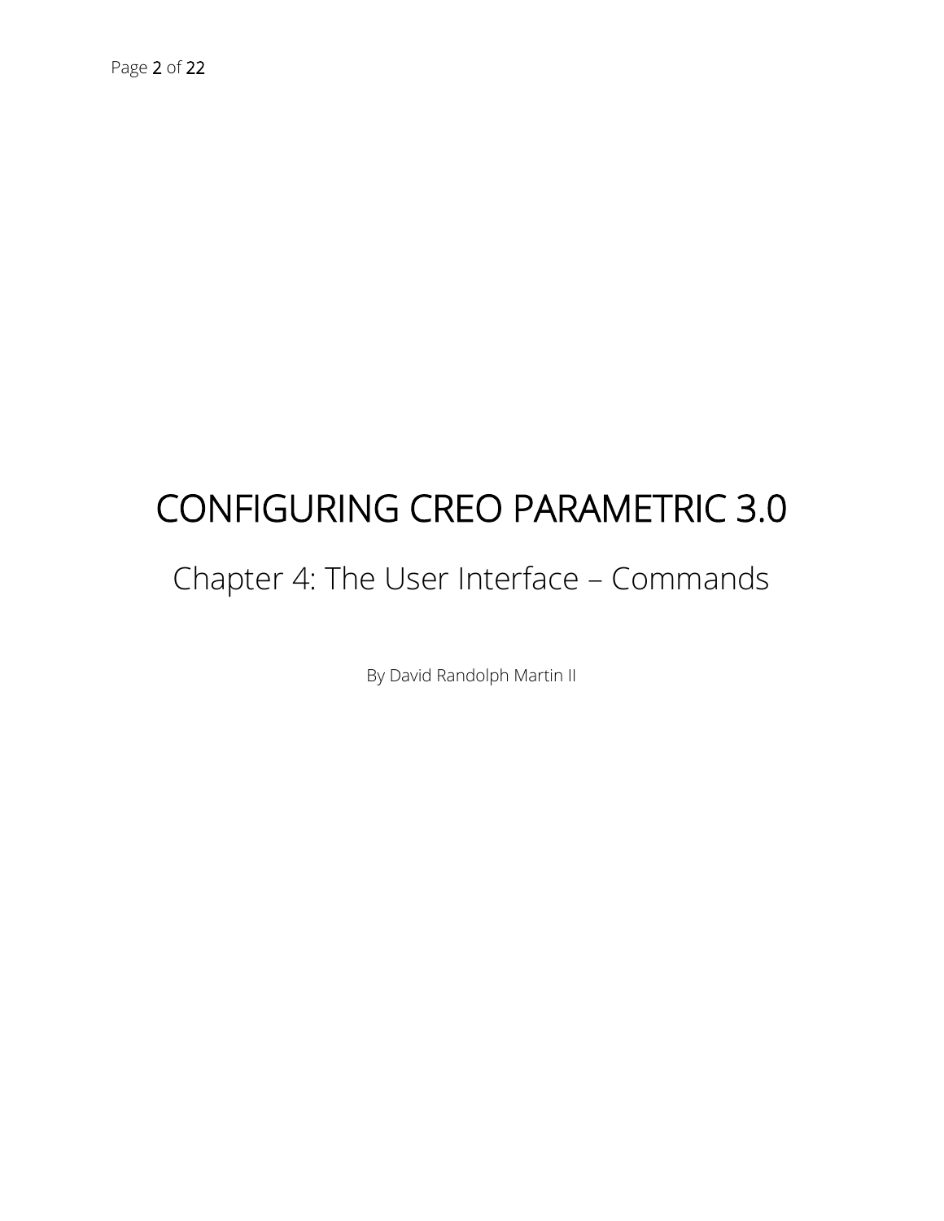# CONFIGURING CREO PARAMETRIC 3.0

## Chapter 4: The User Interface – Commands

By David Randolph Martin II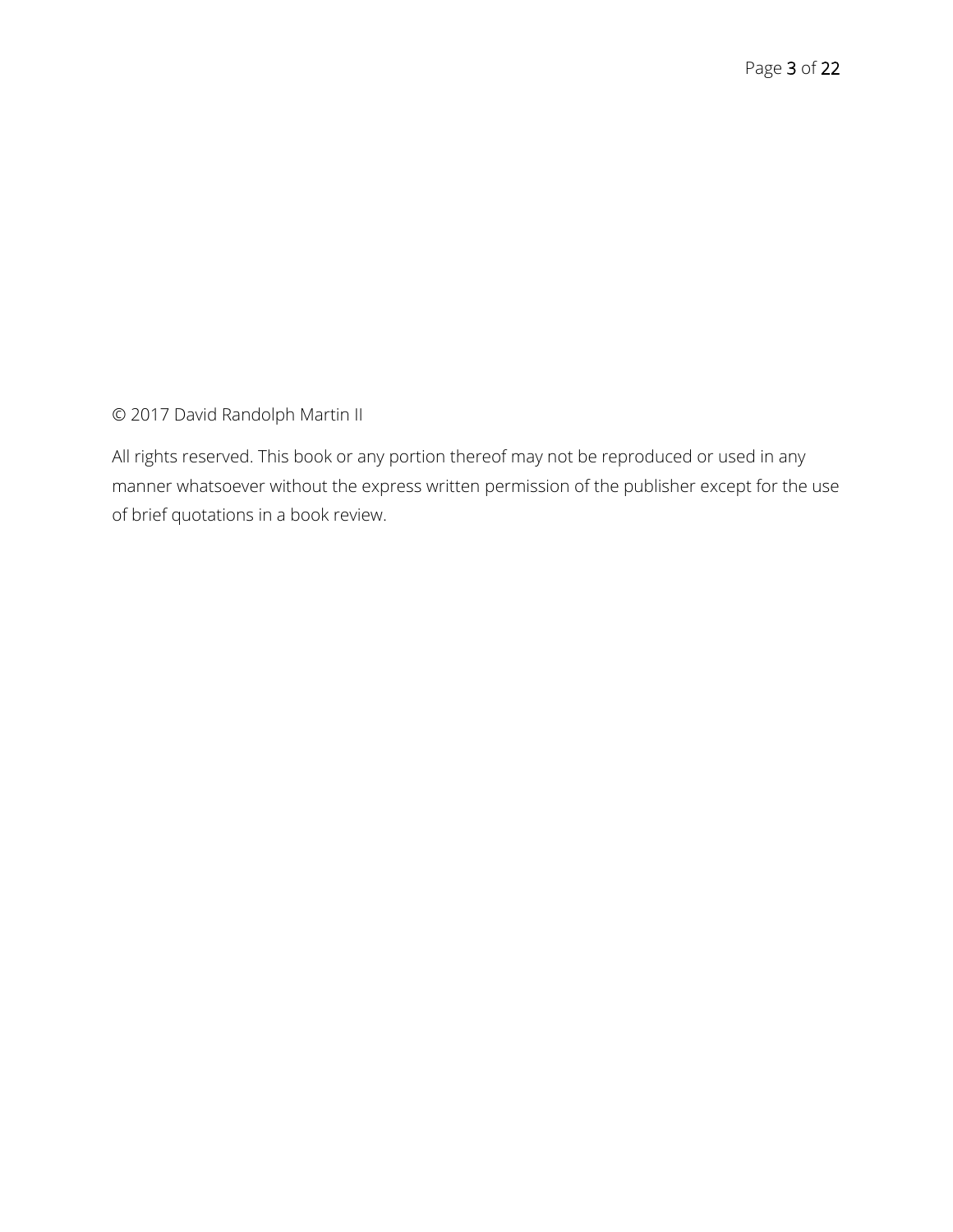© 2017 David Randolph Martin II

All rights reserved. This book or any portion thereof may not be reproduced or used in any manner whatsoever without the express written permission of the publisher except for the use of brief quotations in a book review.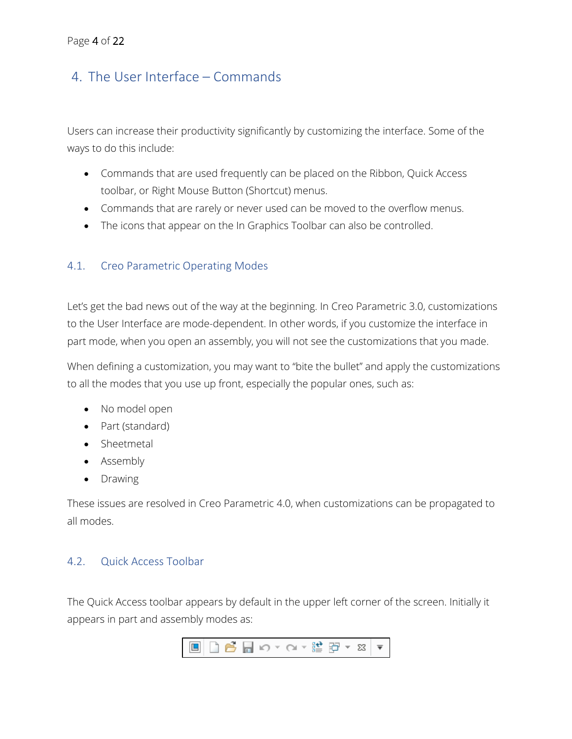## 4. The User Interface – Commands

Users can increase their productivity significantly by customizing the interface. Some of the ways to do this include:

- Commands that are used frequently can be placed on the Ribbon, Quick Access toolbar, or Right Mouse Button (Shortcut) menus.
- Commands that are rarely or never used can be moved to the overflow menus.
- The icons that appear on the In Graphics Toolbar can also be controlled.

### 4.1. Creo Parametric Operating Modes

Let's get the bad news out of the way at the beginning. In Creo Parametric 3.0, customizations to the User Interface are mode-dependent. In other words, if you customize the interface in part mode, when you open an assembly, you will not see the customizations that you made.

When defining a customization, you may want to "bite the bullet" and apply the customizations to all the modes that you use up front, especially the popular ones, such as:

- No model open
- Part (standard)
- Sheetmetal
- Assembly
- Drawing

These issues are resolved in Creo Parametric 4.0, when customizations can be propagated to all modes.

### 4.2. Quick Access Toolbar

The Quick Access toolbar appears by default in the upper left corner of the screen. Initially it appears in part and assembly modes as: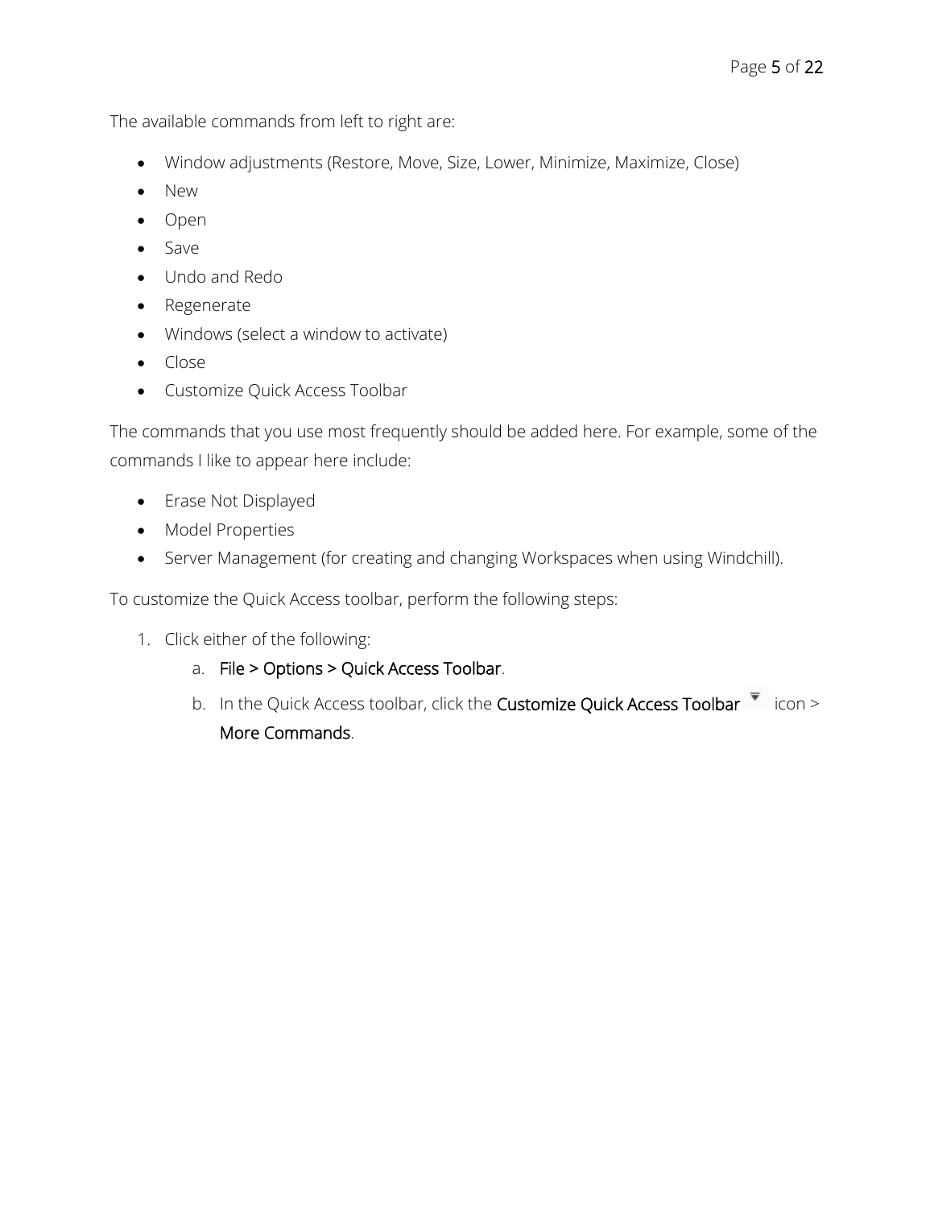The available commands from left to right are:

- Window adjustments (Restore, Move, Size, Lower, Minimize, Maximize, Close)
- New
- Open
- Save
- Undo and Redo
- Regenerate
- Windows (select a window to activate)
- Close
- Customize Quick Access Toolbar

The commands that you use most frequently should be added here. For example, some of the commands I like to appear here include:

- Erase Not Displayed
- Model Properties
- Server Management (for creating and changing Workspaces when using Windchill).

To customize the Quick Access toolbar, perform the following steps:

1. Click either of the following:
   a. File > Options > Quick Access Toolbar.
   b. In the Quick Access toolbar, click the Customize Quick Access Toolbar icon > More Commands.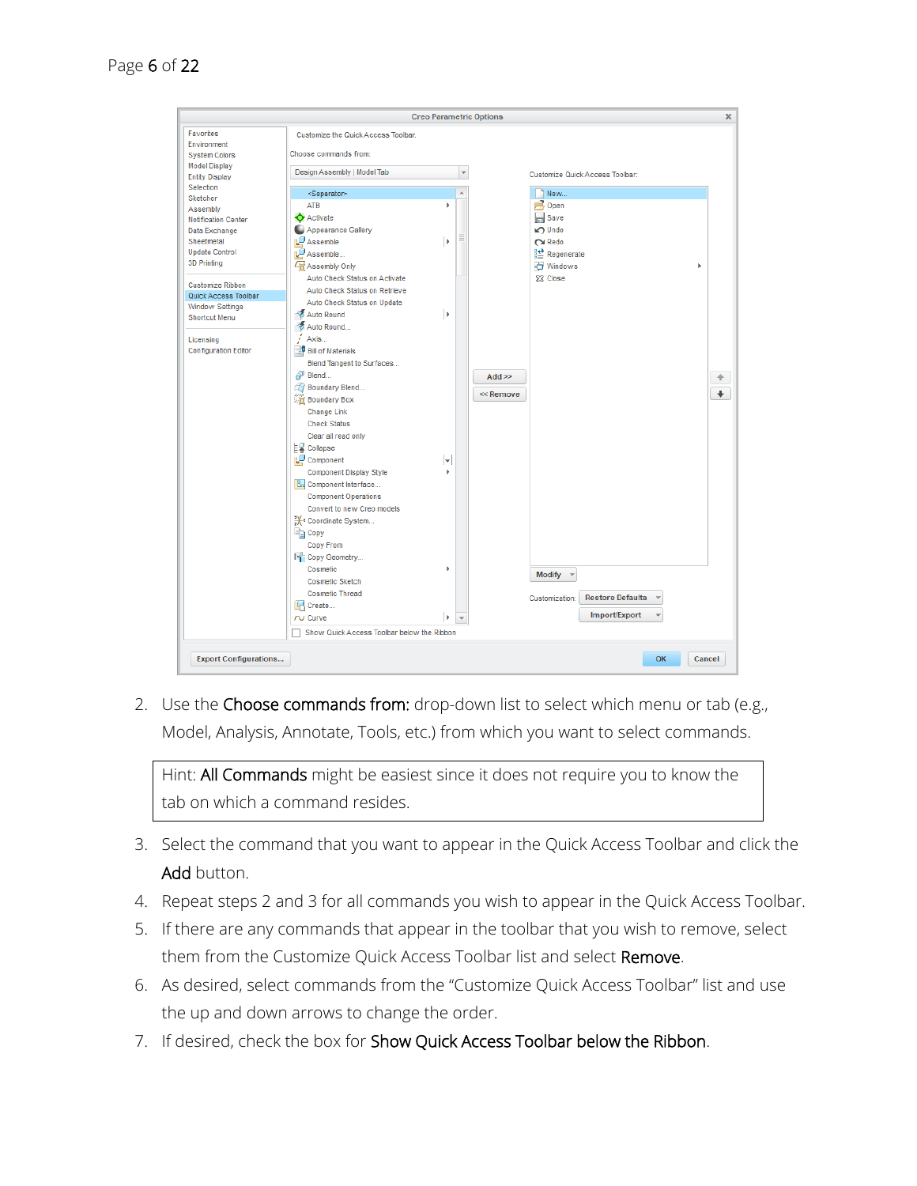2. Use the **Choose commands from:** drop-down list to select which menu or tab (e.g., Model, Analysis, Annotate, Tools, etc.) from which you want to select commands.

> Hint: **All Commands** might be easiest since it does not require you to know the tab on which a command resides.

3. Select the command that you want to appear in the Quick Access Toolbar and click the **Add** button.
4. Repeat steps 2 and 3 for all commands you wish to appear in the Quick Access Toolbar.
5. If there are any commands that appear in the toolbar that you wish to remove, select them from the Customize Quick Access Toolbar list and select **Remove**.
6. As desired, select commands from the "Customize Quick Access Toolbar" list and use the up and down arrows to change the order.
7. If desired, check the box for **Show Quick Access Toolbar below the Ribbon**.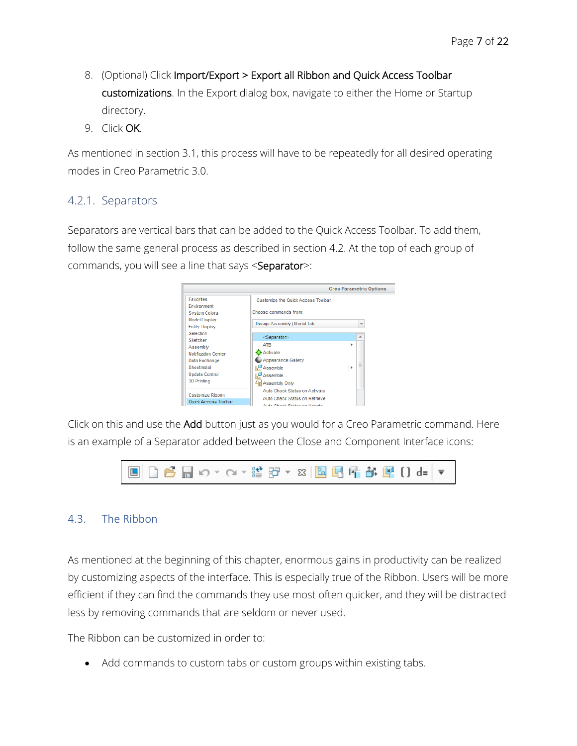8. (Optional) Click **Import/Export > Export all Ribbon and Quick Access Toolbar customizations**. In the Export dialog box, navigate to either the Home or Startup directory.
9. Click **OK**.

As mentioned in section 3.1, this process will have to be repeatedly for all desired operating modes in Creo Parametric 3.0.

### 4.2.1. Separators

Separators are vertical bars that can be added to the Quick Access Toolbar. To add them, follow the same general process as described in section 4.2. At the top of each group of commands, you will see a line that says <**Separator**>:

Click on this and use the **Add** button just as you would for a Creo Parametric command. Here is an example of a Separator added between the Close and Component Interface icons:

## 4.3. The Ribbon

As mentioned at the beginning of this chapter, enormous gains in productivity can be realized by customizing aspects of the interface. This is especially true of the Ribbon. Users will be more efficient if they can find the commands they use most often quicker, and they will be distracted less by removing commands that are seldom or never used.

The Ribbon can be customized in order to:

- Add commands to custom tabs or custom groups within existing tabs.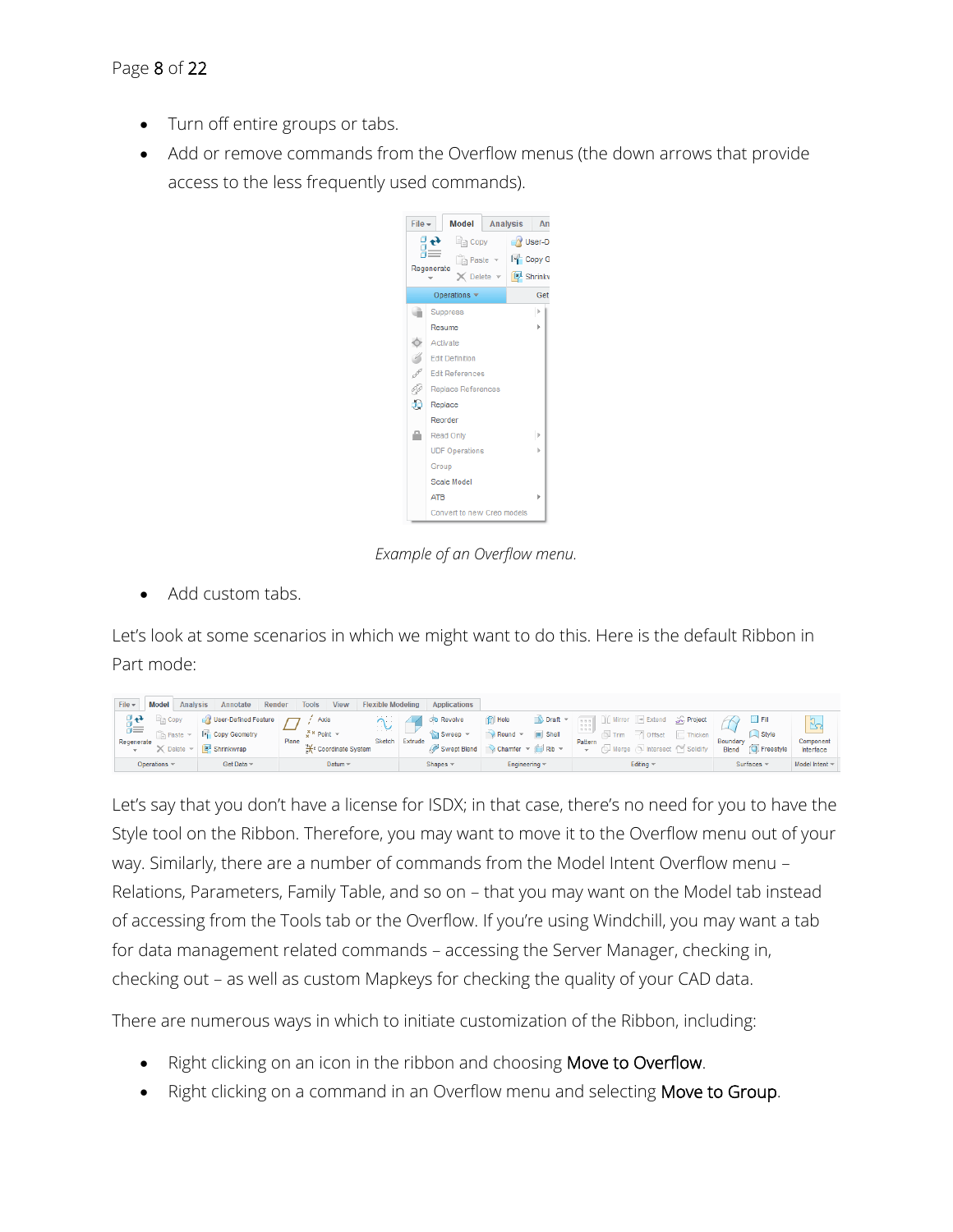- Turn off entire groups or tabs.
- Add or remove commands from the Overflow menus (the down arrows that provide access to the less frequently used commands).

*Example of an Overflow menu.*

- Add custom tabs.

Let's look at some scenarios in which we might want to do this. Here is the default Ribbon in Part mode:

Let's say that you don't have a license for ISDX; in that case, there's no need for you to have the Style tool on the Ribbon. Therefore, you may want to move it to the Overflow menu out of your way. Similarly, there are a number of commands from the Model Intent Overflow menu – Relations, Parameters, Family Table, and so on – that you may want on the Model tab instead of accessing from the Tools tab or the Overflow. If you're using Windchill, you may want a tab for data management related commands – accessing the Server Manager, checking in, checking out – as well as custom Mapkeys for checking the quality of your CAD data.

There are numerous ways in which to initiate customization of the Ribbon, including:

- Right clicking on an icon in the ribbon and choosing Move to Overflow.
- Right clicking on a command in an Overflow menu and selecting Move to Group.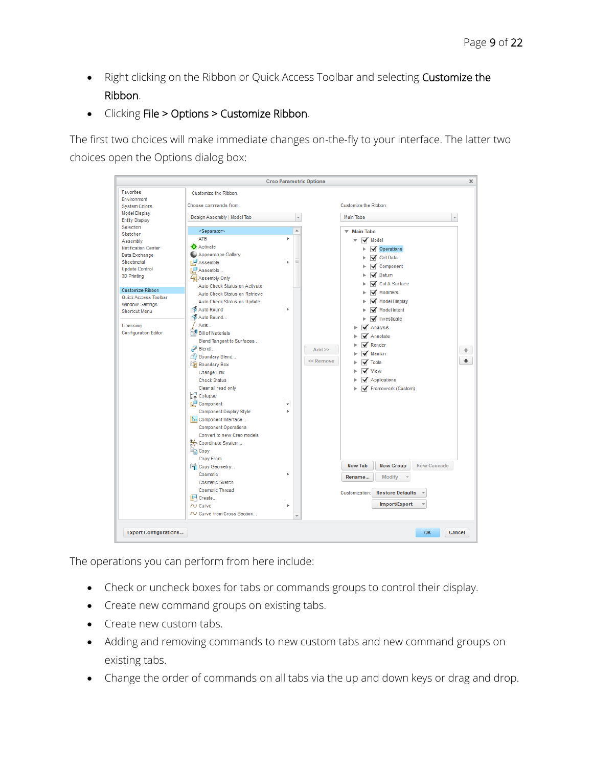- Right clicking on the Ribbon or Quick Access Toolbar and selecting **Customize the Ribbon**.
- Clicking **File > Options > Customize Ribbon**.

The first two choices will make immediate changes on-the-fly to your interface. The latter two choices open the Options dialog box:

The operations you can perform from here include:

- Check or uncheck boxes for tabs or commands groups to control their display.
- Create new command groups on existing tabs.
- Create new custom tabs.
- Adding and removing commands to new custom tabs and new command groups on existing tabs.
- Change the order of commands on all tabs via the up and down keys or drag and drop.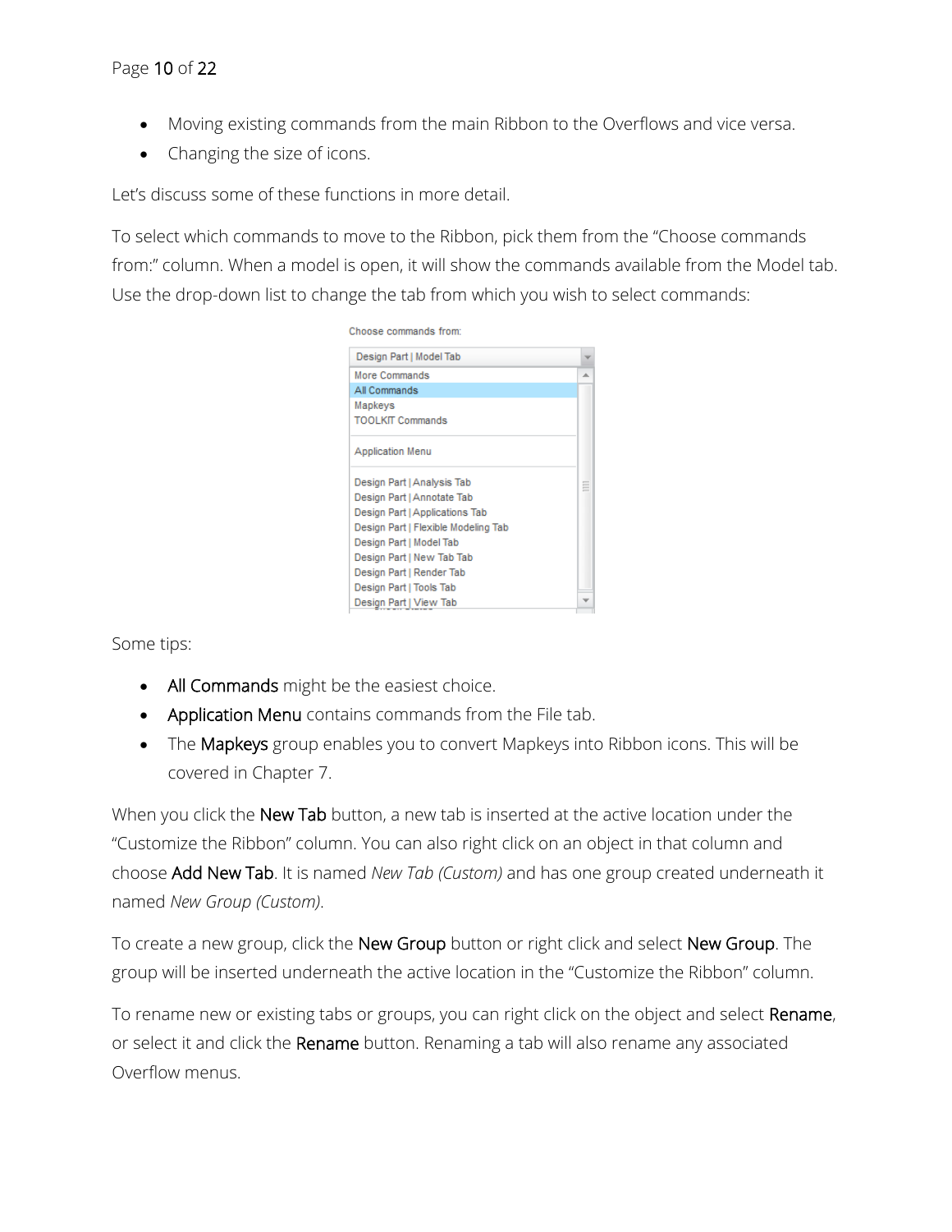- Moving existing commands from the main Ribbon to the Overflows and vice versa.
- Changing the size of icons.

Let's discuss some of these functions in more detail.

To select which commands to move to the Ribbon, pick them from the "Choose commands from:" column. When a model is open, it will show the commands available from the Model tab. Use the drop-down list to change the tab from which you wish to select commands:

Choose commands from:

Design Part | Model Tab

More Commands
All Commands
Mapkeys
TOOLKIT Commands

Application Menu

Design Part | Analysis Tab
Design Part | Annotate Tab
Design Part | Applications Tab
Design Part | Flexible Modeling Tab
Design Part | Model Tab
Design Part | New Tab Tab
Design Part | Render Tab
Design Part | Tools Tab
Design Part | View Tab

Some tips:

- **All Commands** might be the easiest choice.
- **Application Menu** contains commands from the File tab.
- The **Mapkeys** group enables you to convert Mapkeys into Ribbon icons. This will be covered in Chapter 7.

When you click the **New Tab** button, a new tab is inserted at the active location under the "Customize the Ribbon" column. You can also right click on an object in that column and choose **Add New Tab**. It is named *New Tab (Custom)* and has one group created underneath it named *New Group (Custom)*.

To create a new group, click the **New Group** button or right click and select **New Group**. The group will be inserted underneath the active location in the "Customize the Ribbon" column.

To rename new or existing tabs or groups, you can right click on the object and select **Rename**, or select it and click the **Rename** button. Renaming a tab will also rename any associated Overflow menus.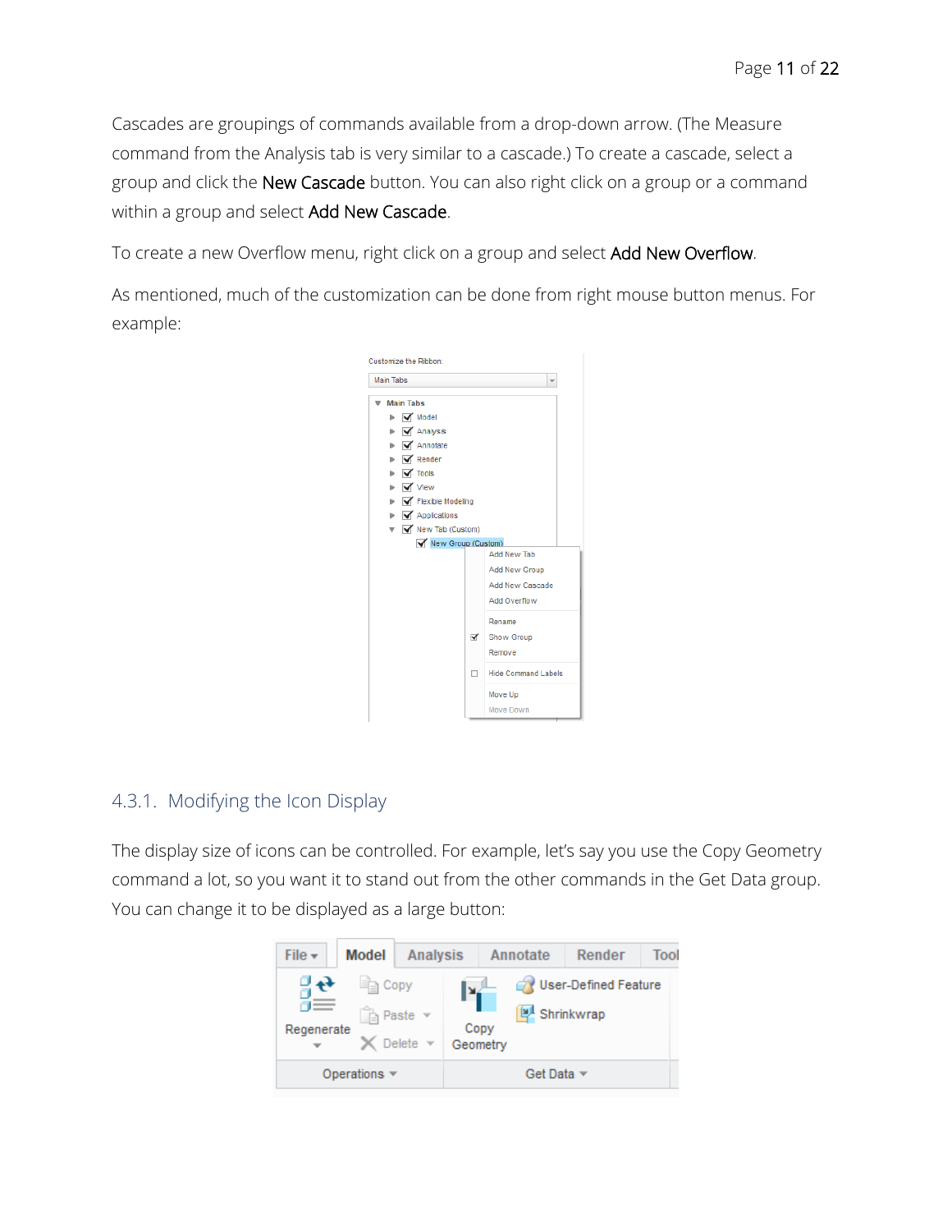Cascades are groupings of commands available from a drop-down arrow. (The Measure command from the Analysis tab is very similar to a cascade.) To create a cascade, select a group and click the New Cascade button. You can also right click on a group or a command within a group and select Add New Cascade.

To create a new Overflow menu, right click on a group and select Add New Overflow.

As mentioned, much of the customization can be done from right mouse button menus. For example:

### 4.3.1. Modifying the Icon Display

The display size of icons can be controlled. For example, let's say you use the Copy Geometry command a lot, so you want it to stand out from the other commands in the Get Data group. You can change it to be displayed as a large button: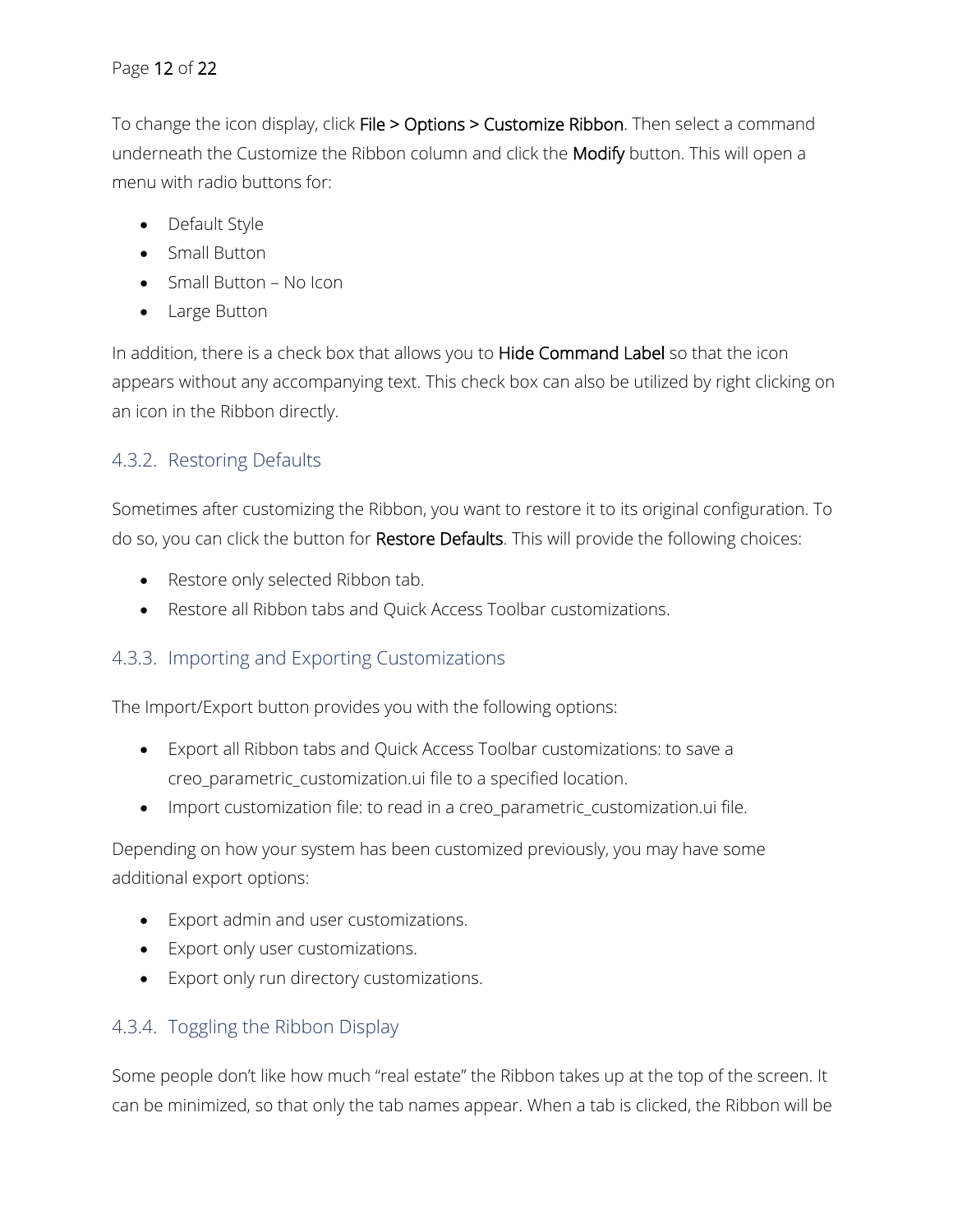To change the icon display, click **File > Options > Customize Ribbon**. Then select a command underneath the Customize the Ribbon column and click the **Modify** button. This will open a menu with radio buttons for:

- Default Style
- Small Button
- Small Button – No Icon
- Large Button

In addition, there is a check box that allows you to **Hide Command Label** so that the icon appears without any accompanying text. This check box can also be utilized by right clicking on an icon in the Ribbon directly.

### 4.3.2. Restoring Defaults

Sometimes after customizing the Ribbon, you want to restore it to its original configuration. To do so, you can click the button for **Restore Defaults**. This will provide the following choices:

- Restore only selected Ribbon tab.
- Restore all Ribbon tabs and Quick Access Toolbar customizations.

### 4.3.3. Importing and Exporting Customizations

The Import/Export button provides you with the following options:

- Export all Ribbon tabs and Quick Access Toolbar customizations: to save a creo_parametric_customization.ui file to a specified location.
- Import customization file: to read in a creo_parametric_customization.ui file.

Depending on how your system has been customized previously, you may have some additional export options:

- Export admin and user customizations.
- Export only user customizations.
- Export only run directory customizations.

### 4.3.4. Toggling the Ribbon Display

Some people don't like how much "real estate" the Ribbon takes up at the top of the screen. It can be minimized, so that only the tab names appear. When a tab is clicked, the Ribbon will be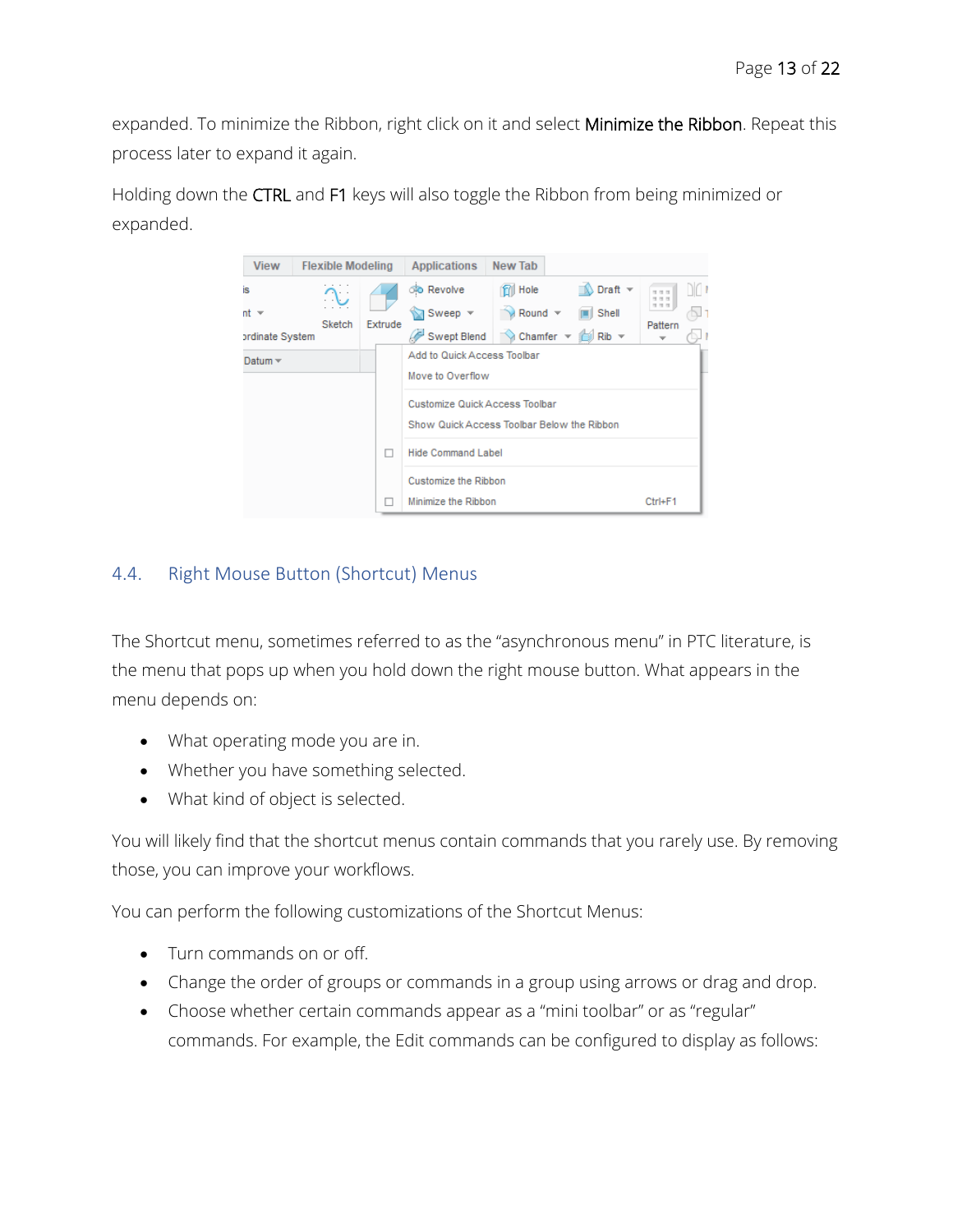expanded. To minimize the Ribbon, right click on it and select **Minimize the Ribbon**. Repeat this process later to expand it again.

Holding down the **CTRL** and **F1** keys will also toggle the Ribbon from being minimized or expanded.

## 4.4. Right Mouse Button (Shortcut) Menus

The Shortcut menu, sometimes referred to as the "asynchronous menu" in PTC literature, is the menu that pops up when you hold down the right mouse button. What appears in the menu depends on:

- What operating mode you are in.
- Whether you have something selected.
- What kind of object is selected.

You will likely find that the shortcut menus contain commands that you rarely use. By removing those, you can improve your workflows.

You can perform the following customizations of the Shortcut Menus:

- Turn commands on or off.
- Change the order of groups or commands in a group using arrows or drag and drop.
- Choose whether certain commands appear as a "mini toolbar" or as "regular" commands. For example, the Edit commands can be configured to display as follows: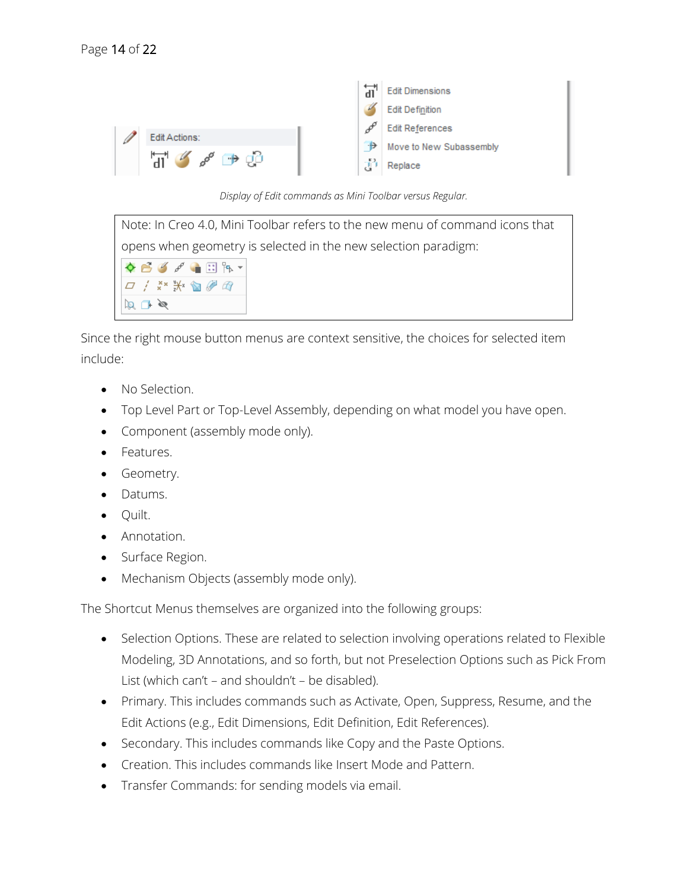Edit Actions:

Edit Dimensions
Edit Definition
Edit References
Move to New Subassembly
Replace

*Display of Edit commands as Mini Toolbar versus Regular.*

| Note: In Creo 4.0, Mini Toolbar refers to the new menu of command icons that opens when geometry is selected in the new selection paradigm: |
|---|

Since the right mouse button menus are context sensitive, the choices for selected item include:

- No Selection.
- Top Level Part or Top-Level Assembly, depending on what model you have open.
- Component (assembly mode only).
- Features.
- Geometry.
- Datums.
- Quilt.
- Annotation.
- Surface Region.
- Mechanism Objects (assembly mode only).

The Shortcut Menus themselves are organized into the following groups:

- Selection Options. These are related to selection involving operations related to Flexible Modeling, 3D Annotations, and so forth, but not Preselection Options such as Pick From List (which can't – and shouldn't – be disabled).
- Primary. This includes commands such as Activate, Open, Suppress, Resume, and the Edit Actions (e.g., Edit Dimensions, Edit Definition, Edit References).
- Secondary. This includes commands like Copy and the Paste Options.
- Creation. This includes commands like Insert Mode and Pattern.
- Transfer Commands: for sending models via email.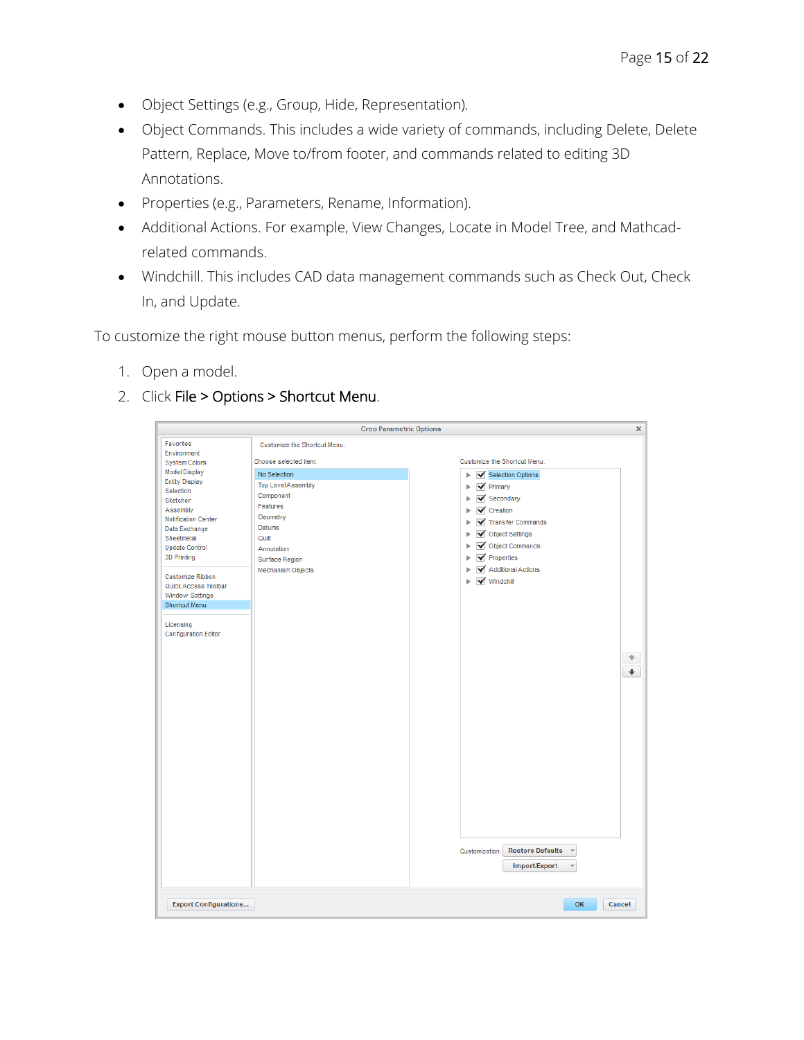- Object Settings (e.g., Group, Hide, Representation).
- Object Commands. This includes a wide variety of commands, including Delete, Delete Pattern, Replace, Move to/from footer, and commands related to editing 3D Annotations.
- Properties (e.g., Parameters, Rename, Information).
- Additional Actions. For example, View Changes, Locate in Model Tree, and Mathcad-related commands.
- Windchill. This includes CAD data management commands such as Check Out, Check In, and Update.

To customize the right mouse button menus, perform the following steps:

1. Open a model.
2. Click File > Options > Shortcut Menu.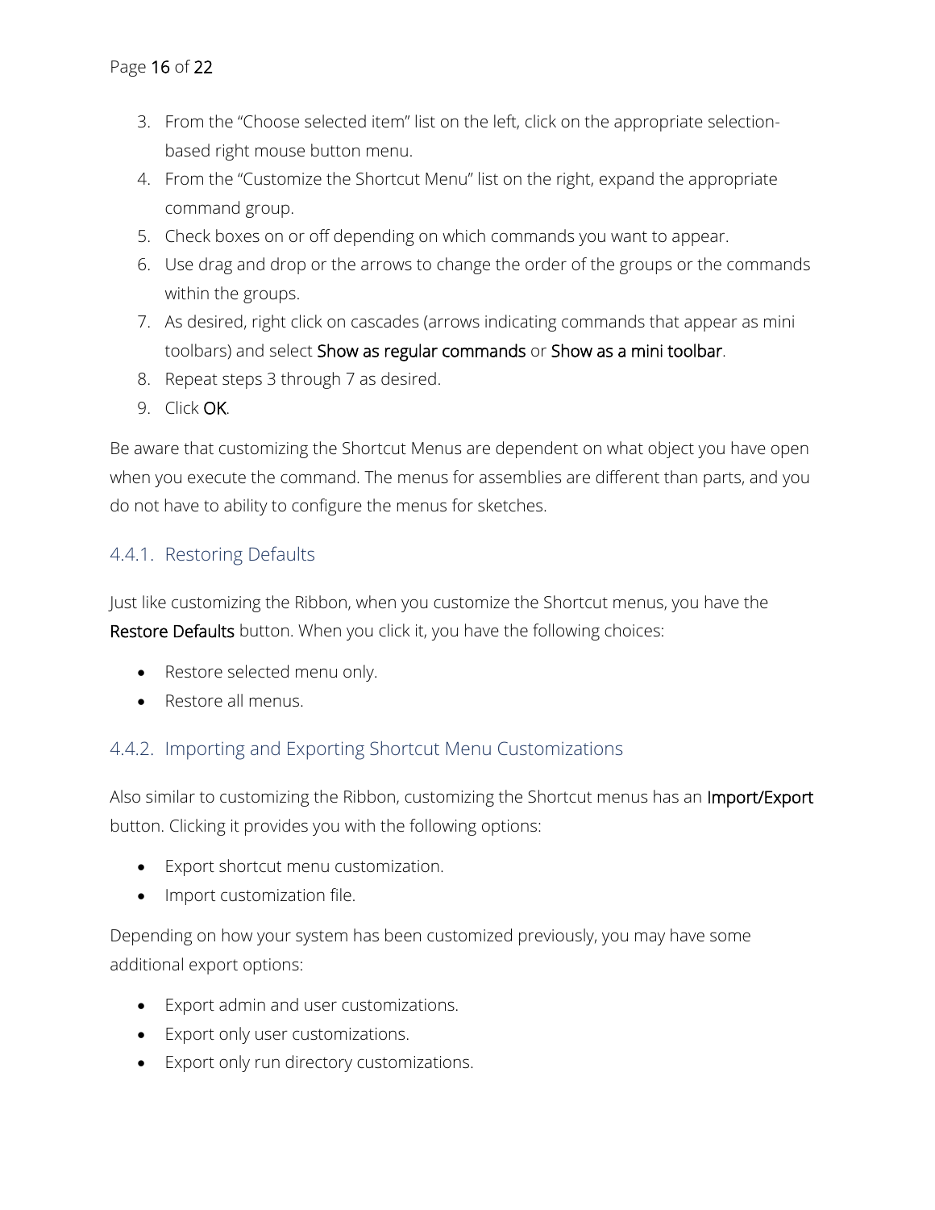3. From the "Choose selected item" list on the left, click on the appropriate selection-based right mouse button menu.
4. From the "Customize the Shortcut Menu" list on the right, expand the appropriate command group.
5. Check boxes on or off depending on which commands you want to appear.
6. Use drag and drop or the arrows to change the order of the groups or the commands within the groups.
7. As desired, right click on cascades (arrows indicating commands that appear as mini toolbars) and select Show as regular commands or Show as a mini toolbar.
8. Repeat steps 3 through 7 as desired.
9. Click OK.

Be aware that customizing the Shortcut Menus are dependent on what object you have open when you execute the command. The menus for assemblies are different than parts, and you do not have to ability to configure the menus for sketches.

### 4.4.1. Restoring Defaults

Just like customizing the Ribbon, when you customize the Shortcut menus, you have the Restore Defaults button. When you click it, you have the following choices:

- Restore selected menu only.
- Restore all menus.

### 4.4.2. Importing and Exporting Shortcut Menu Customizations

Also similar to customizing the Ribbon, customizing the Shortcut menus has an Import/Export button. Clicking it provides you with the following options:

- Export shortcut menu customization.
- Import customization file.

Depending on how your system has been customized previously, you may have some additional export options:

- Export admin and user customizations.
- Export only user customizations.
- Export only run directory customizations.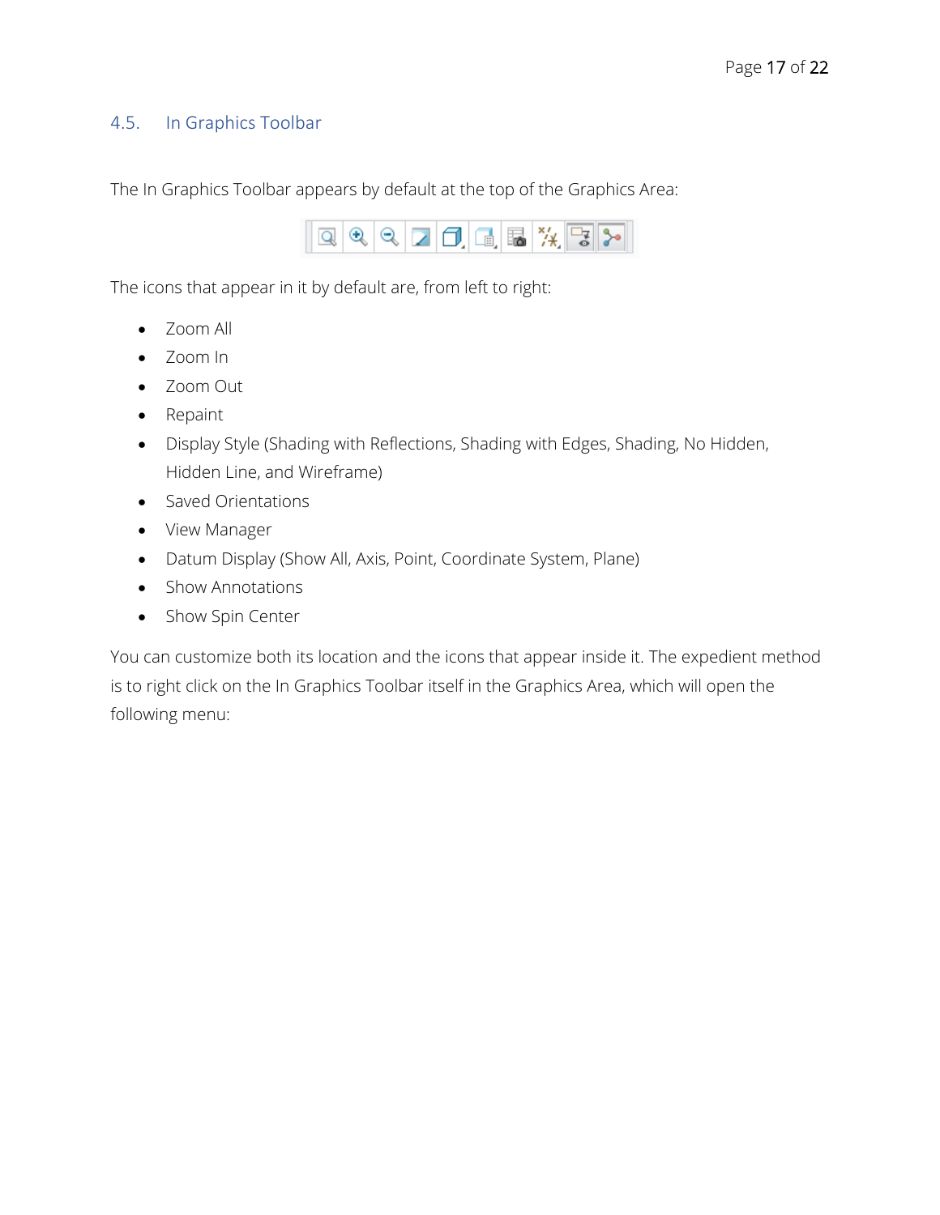## 4.5. In Graphics Toolbar

The In Graphics Toolbar appears by default at the top of the Graphics Area:

The icons that appear in it by default are, from left to right:

- Zoom All
- Zoom In
- Zoom Out
- Repaint
- Display Style (Shading with Reflections, Shading with Edges, Shading, No Hidden, Hidden Line, and Wireframe)
- Saved Orientations
- View Manager
- Datum Display (Show All, Axis, Point, Coordinate System, Plane)
- Show Annotations
- Show Spin Center

You can customize both its location and the icons that appear inside it. The expedient method is to right click on the In Graphics Toolbar itself in the Graphics Area, which will open the following menu: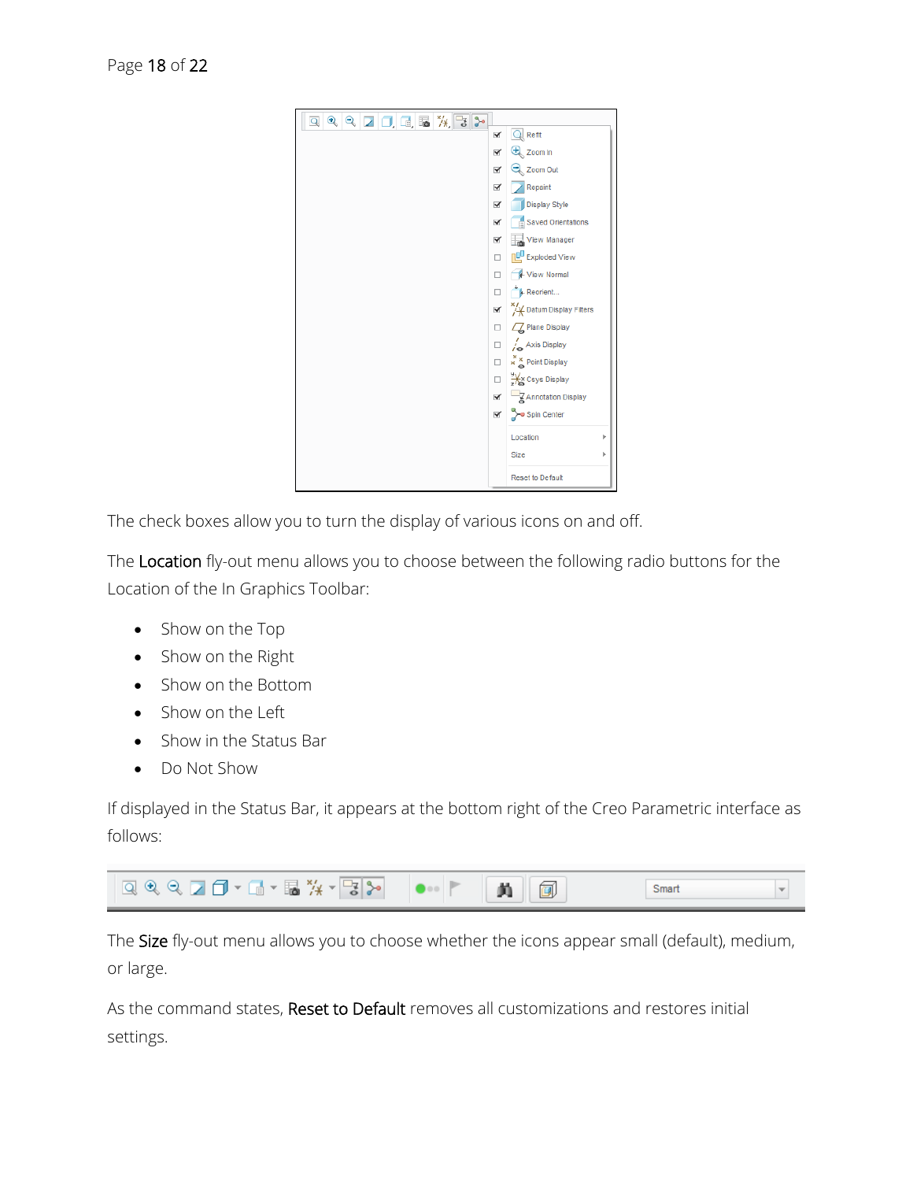The check boxes allow you to turn the display of various icons on and off.

The **Location** fly-out menu allows you to choose between the following radio buttons for the Location of the In Graphics Toolbar:

- Show on the Top
- Show on the Right
- Show on the Bottom
- Show on the Left
- Show in the Status Bar
- Do Not Show

If displayed in the Status Bar, it appears at the bottom right of the Creo Parametric interface as follows:

The **Size** fly-out menu allows you to choose whether the icons appear small (default), medium, or large.

As the command states, **Reset to Default** removes all customizations and restores initial settings.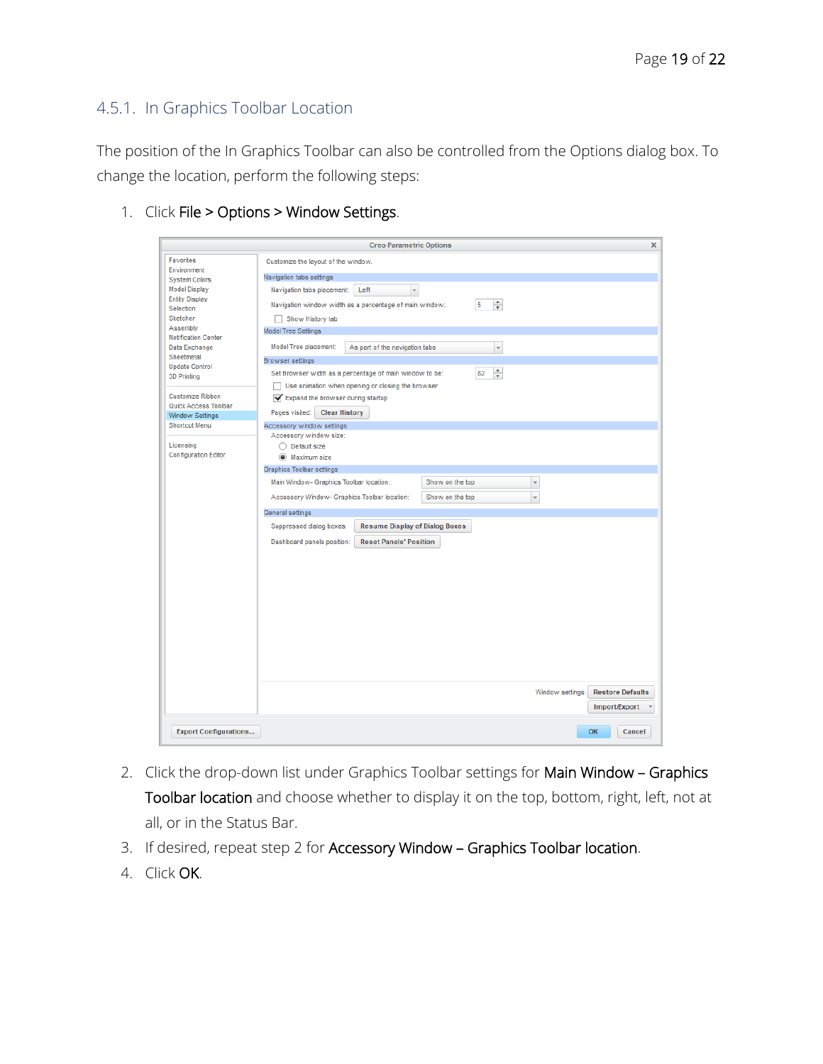### 4.5.1. In Graphics Toolbar Location

The position of the In Graphics Toolbar can also be controlled from the Options dialog box. To change the location, perform the following steps:

1. Click **File > Options > Window Settings**.

2. Click the drop-down list under Graphics Toolbar settings for **Main Window – Graphics Toolbar location** and choose whether to display it on the top, bottom, right, left, not at all, or in the Status Bar.
3. If desired, repeat step 2 for **Accessory Window – Graphics Toolbar location**.
4. Click **OK**.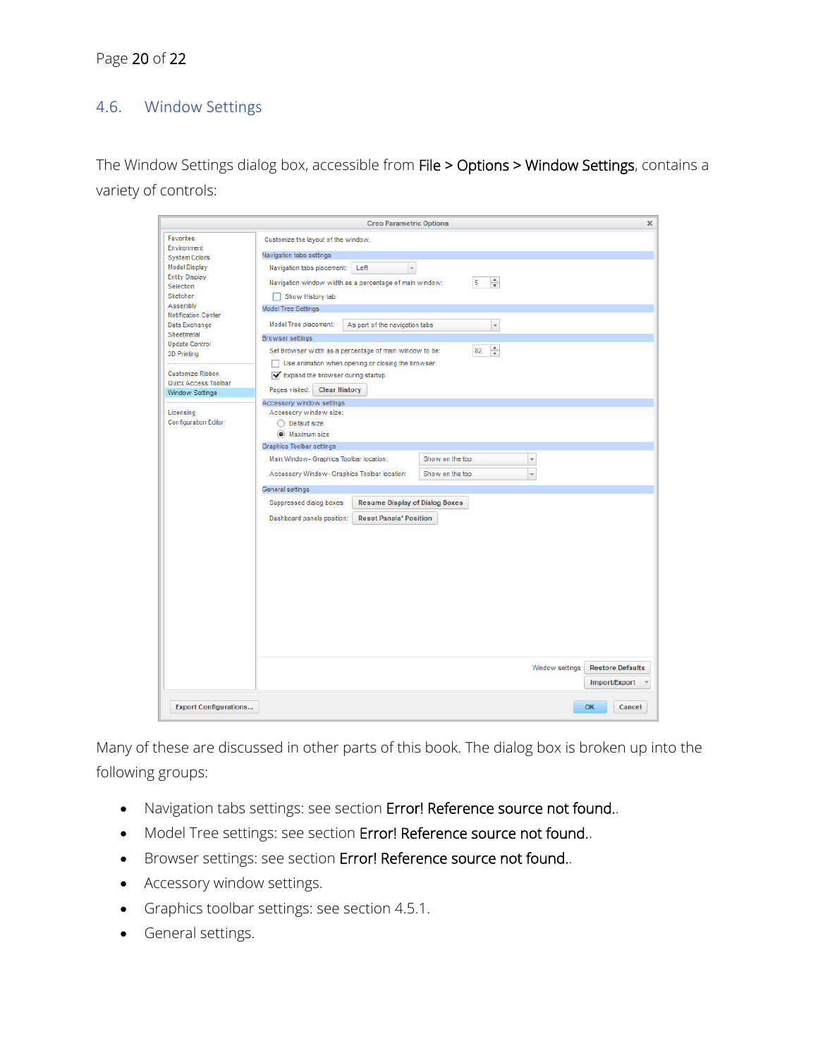## 4.6. Window Settings

The Window Settings dialog box, accessible from File > Options > Window Settings, contains a variety of controls:

Many of these are discussed in other parts of this book. The dialog box is broken up into the following groups:

- Navigation tabs settings: see section Error! Reference source not found..
- Model Tree settings: see section Error! Reference source not found..
- Browser settings: see section Error! Reference source not found..
- Accessory window settings.
- Graphics toolbar settings: see section 4.5.1.
- General settings.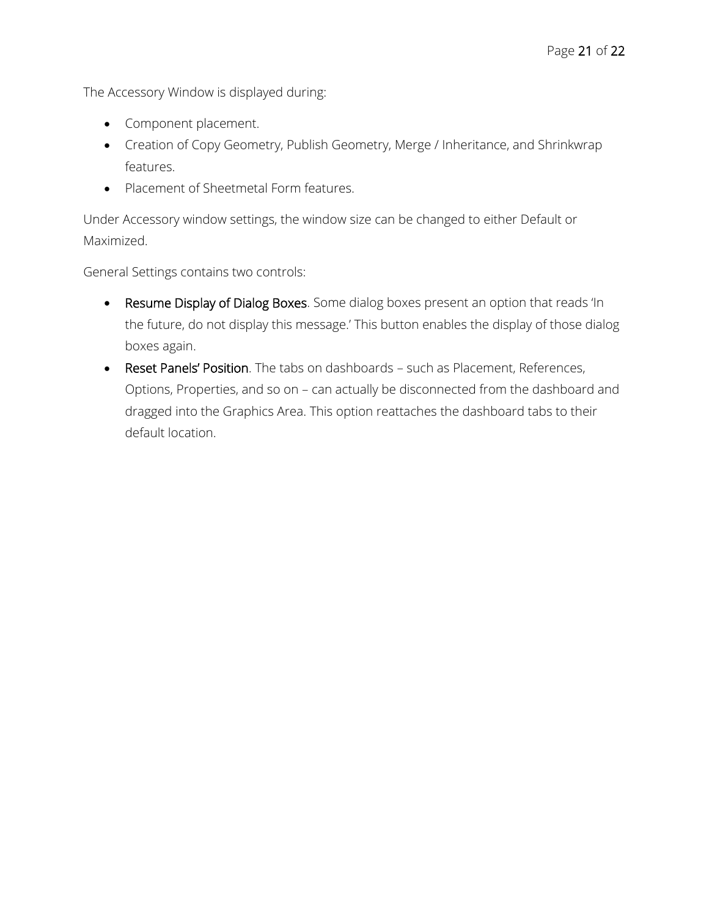The Accessory Window is displayed during:

- Component placement.
- Creation of Copy Geometry, Publish Geometry, Merge / Inheritance, and Shrinkwrap features.
- Placement of Sheetmetal Form features.

Under Accessory window settings, the window size can be changed to either Default or Maximized.

General Settings contains two controls:

- Resume Display of Dialog Boxes. Some dialog boxes present an option that reads 'In the future, do not display this message.' This button enables the display of those dialog boxes again.
- Reset Panels' Position. The tabs on dashboards – such as Placement, References, Options, Properties, and so on – can actually be disconnected from the dashboard and dragged into the Graphics Area. This option reattaches the dashboard tabs to their default location.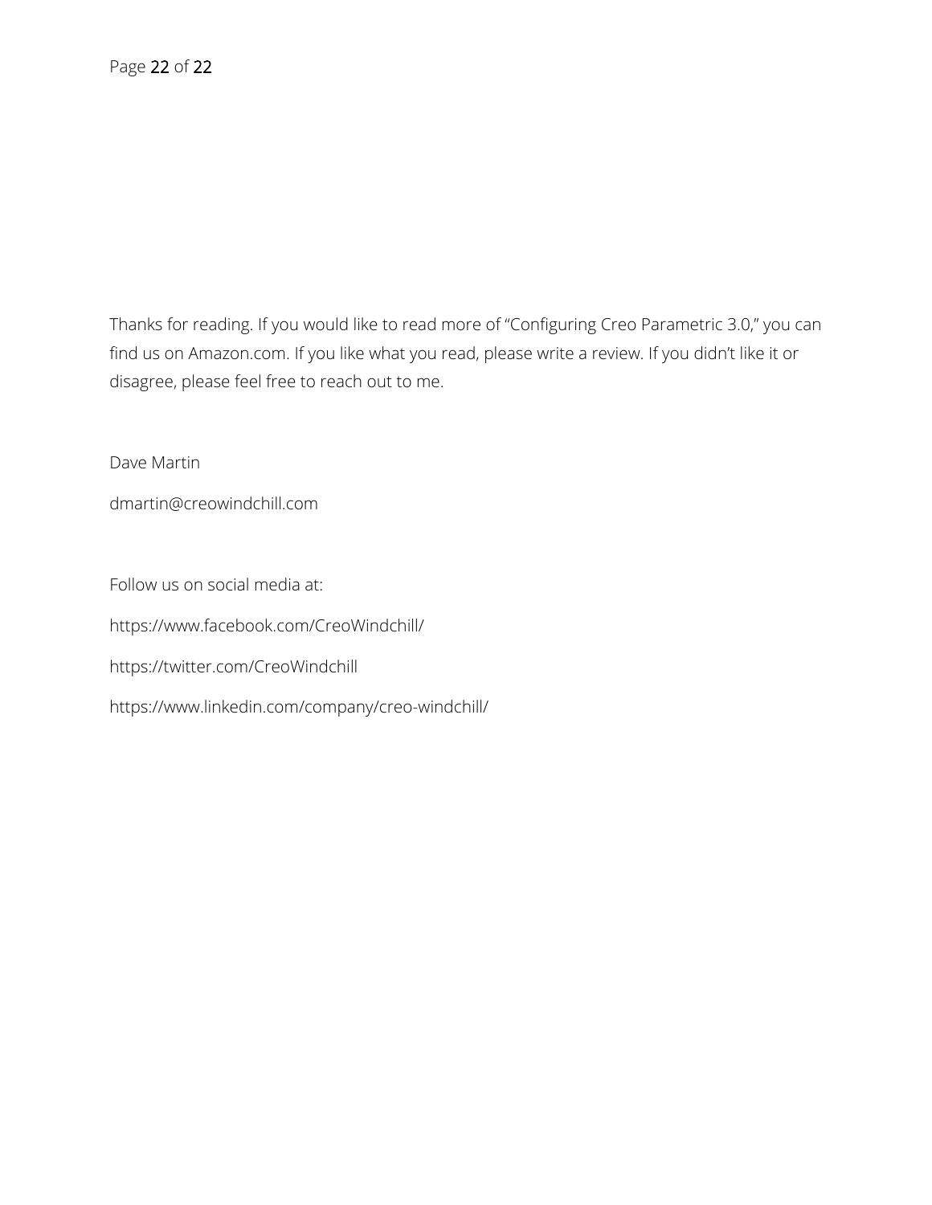Thanks for reading. If you would like to read more of "Configuring Creo Parametric 3.0," you can find us on Amazon.com. If you like what you read, please write a review. If you didn't like it or disagree, please feel free to reach out to me.

Dave Martin

dmartin@creowindchill.com

Follow us on social media at:

https://www.facebook.com/CreoWindchill/

https://twitter.com/CreoWindchill

https://www.linkedin.com/company/creo-windchill/